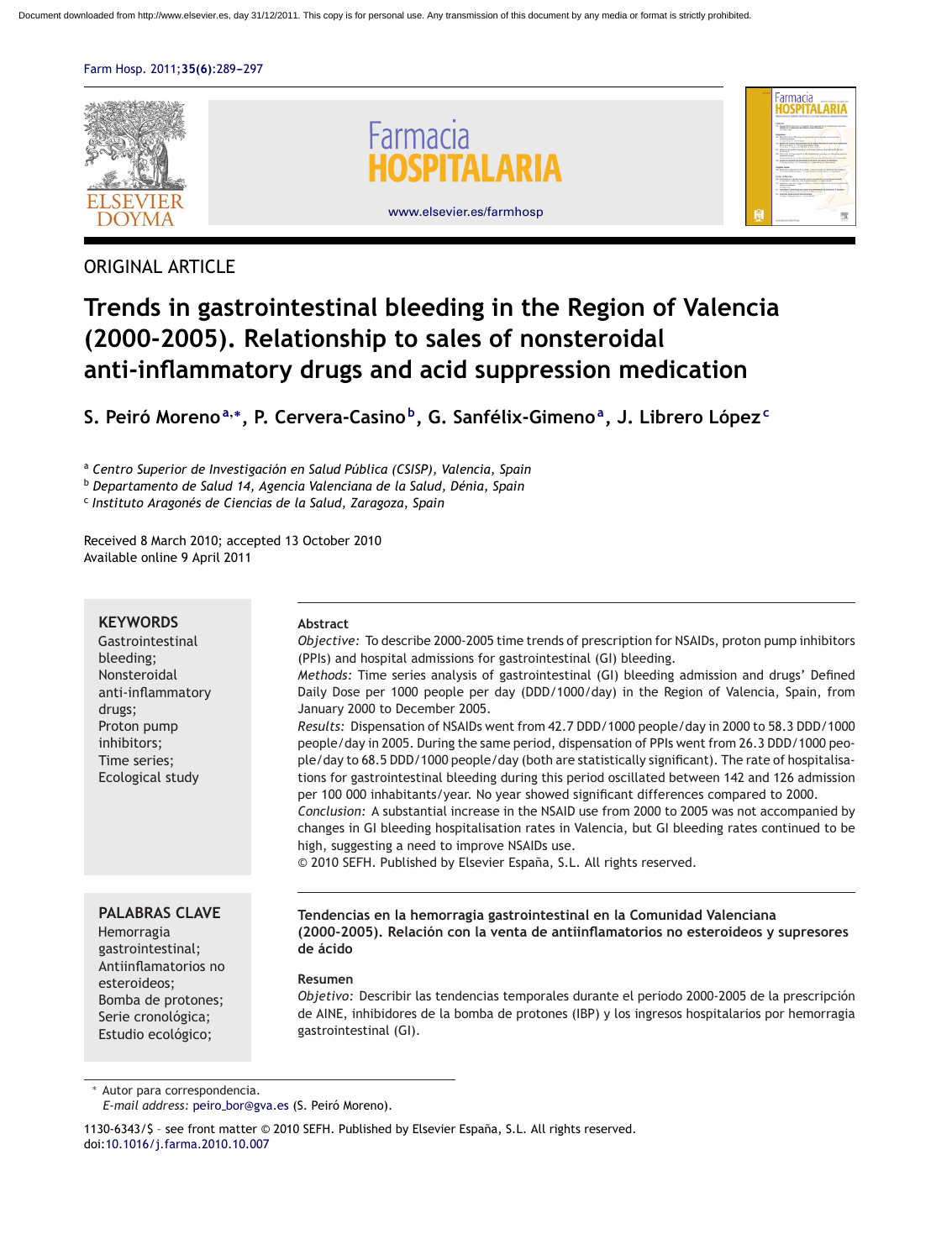ORIGINAL ARTICLE

# Trends in gastrointestinal bleeding in the Region of Valencia (2000-2005). Relationship to sales of nonsteroidal anti-inflammatory drugs and acid suppression medication

**S. Peiró Moreno**[a,*], **P. Cervera-Casino**[b], **G. Sanfélix-Gimeno**[a], **J. Librero López**[c]

[a] *Centro Superior de Investigación en Salud Pública (CSISP), Valencia, Spain*
[b] *Departamento de Salud 14, Agencia Valenciana de la Salud, Dénia, Spain*
[c] *Instituto Aragonés de Ciencias de la Salud, Zaragoza, Spain*

Received 8 March 2010; accepted 13 October 2010
Available online 9 April 2011

**KEYWORDS**
Gastrointestinal bleeding;
Nonsteroidal anti-inflammatory drugs;
Proton pump inhibitors;
Time series;
Ecological study

## Abstract

*Objective:* To describe 2000-2005 time trends of prescription for NSAIDs, proton pump inhibitors (PPIs) and hospital admissions for gastrointestinal (GI) bleeding.

*Methods:* Time series analysis of gastrointestinal (GI) bleeding admission and drugs' Defined Daily Dose per 1000 people per day (DDD/1000/day) in the Region of Valencia, Spain, from January 2000 to December 2005.

*Results:* Dispensation of NSAIDs went from 42.7 DDD/1000 people/day in 2000 to 58.3 DDD/1000 people/day in 2005. During the same period, dispensation of PPIs went from 26.3 DDD/1000 people/day to 68.5 DDD/1000 people/day (both are statistically significant). The rate of hospitalisations for gastrointestinal bleeding during this period oscillated between 142 and 126 admission per 100 000 inhabitants/year. No year showed significant differences compared to 2000.

*Conclusion:* A substantial increase in the NSAID use from 2000 to 2005 was not accompanied by changes in GI bleeding hospitalisation rates in Valencia, but GI bleeding rates continued to be high, suggesting a need to improve NSAIDs use.

© 2010 SEFH. Published by Elsevier España, S.L. All rights reserved.

**PALABRAS CLAVE**
Hemorragia gastrointestinal;
Antiinflamatorios no esteroideos;
Bomba de protones;
Serie cronológica;
Estudio ecológico;

### Tendencias en la hemorragia gastrointestinal en la Comunidad Valenciana (2000-2005). Relación con la venta de antiinflamatorios no esteroideos y supresores de ácido

## Resumen

*Objetivo:* Describir las tendencias temporales durante el periodo 2000-2005 de la prescripción de AINE, inhibidores de la bomba de protones (IBP) y los ingresos hospitalarios por hemorragia gastrointestinal (GI).

\* Autor para correspondencia.
*E-mail address:* peiro_bor@gva.es (S. Peiró Moreno).

1130-6343/$ - see front matter © 2010 SEFH. Published by Elsevier España, S.L. All rights reserved.
doi:10.1016/j.farma.2010.10.007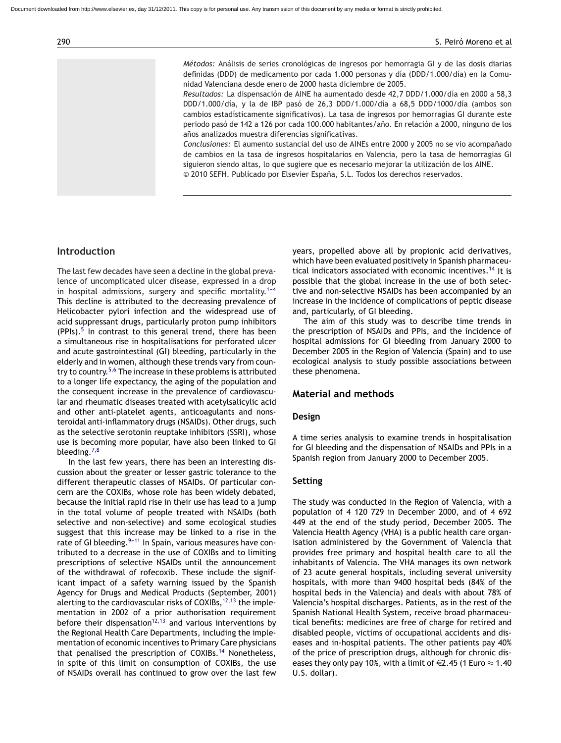*Métodos:* Análisis de series cronológicas de ingresos por hemorragia GI y de las dosis diarias definidas (DDD) de medicamento por cada 1.000 personas y día (DDD/1.000/día) en la Comunidad Valenciana desde enero de 2000 hasta diciembre de 2005.

*Resultados:* La dispensación de AINE ha aumentado desde 42,7 DDD/1.000/día en 2000 a 58,3 DDD/1.000/día, y la de IBP pasó de 26,3 DDD/1.000/día a 68,5 DDD/1000/día (ambos son cambios estadísticamente significativos). La tasa de ingresos por hemorragias GI durante este periodo pasó de 142 a 126 por cada 100.000 habitantes/año. En relación a 2000, ninguno de los años analizados muestra diferencias significativas.

*Conclusiones:* El aumento sustancial del uso de AINEs entre 2000 y 2005 no se vio acompañado de cambios en la tasa de ingresos hospitalarios en Valencia, pero la tasa de hemorragias GI siguieron siendo altas, lo que sugiere que es necesario mejorar la utilización de los AINE.

© 2010 SEFH. Publicado por Elsevier España, S.L. Todos los derechos reservados.

## Introduction

The last few decades have seen a decline in the global prevalence of uncomplicated ulcer disease, expressed in a drop in hospital admissions, surgery and specific mortality.[1-4] This decline is attributed to the decreasing prevalence of Helicobacter pylori infection and the widespread use of acid suppressant drugs, particularly proton pump inhibitors (PPIs).[5] In contrast to this general trend, there has been a simultaneous rise in hospitalisations for perforated ulcer and acute gastrointestinal (GI) bleeding, particularly in the elderly and in women, although these trends vary from country to country.[5,6] The increase in these problems is attributed to a longer life expectancy, the aging of the population and the consequent increase in the prevalence of cardiovascular and rheumatic diseases treated with acetylsalicylic acid and other anti-platelet agents, anticoagulants and nonsteroidal anti-inflammatory drugs (NSAIDs). Other drugs, such as the selective serotonin reuptake inhibitors (SSRI), whose use is becoming more popular, have also been linked to GI bleeding.[7,8]

In the last few years, there has been an interesting discussion about the greater or lesser gastric tolerance to the different therapeutic classes of NSAIDs. Of particular concern are the COXIBs, whose role has been widely debated, because the initial rapid rise in their use has lead to a jump in the total volume of people treated with NSAIDs (both selective and non-selective) and some ecological studies suggest that this increase may be linked to a rise in the rate of GI bleeding.[9-11] In Spain, various measures have contributed to a decrease in the use of COXIBs and to limiting prescriptions of selective NSAIDs until the announcement of the withdrawal of rofecoxib. These include the significant impact of a safety warning issued by the Spanish Agency for Drugs and Medical Products (September, 2001) alerting to the cardiovascular risks of COXIBs,[12,13] the implementation in 2002 of a prior authorisation requirement before their dispensation[12,13] and various interventions by the Regional Health Care Departments, including the implementation of economic incentives to Primary Care physicians that penalised the prescription of COXIBs.[14] Nonetheless, in spite of this limit on consumption of COXIBs, the use of NSAIDs overall has continued to grow over the last few years, propelled above all by propionic acid derivatives, which have been evaluated positively in Spanish pharmaceutical indicators associated with economic incentives.[14] It is possible that the global increase in the use of both selective and non-selective NSAIDs has been accompanied by an increase in the incidence of complications of peptic disease and, particularly, of GI bleeding.

The aim of this study was to describe time trends in the prescription of NSAIDs and PPIs, and the incidence of hospital admissions for GI bleeding from January 2000 to December 2005 in the Region of Valencia (Spain) and to use ecological analysis to study possible associations between these phenomena.

## Material and methods

### Design

A time series analysis to examine trends in hospitalisation for GI bleeding and the dispensation of NSAIDs and PPIs in a Spanish region from January 2000 to December 2005.

### Setting

The study was conducted in the Region of Valencia, with a population of 4 120 729 in December 2000, and of 4 692 449 at the end of the study period, December 2005. The Valencia Health Agency (VHA) is a public health care organisation administered by the Government of Valencia that provides free primary and hospital health care to all the inhabitants of Valencia. The VHA manages its own network of 23 acute general hospitals, including several university hospitals, with more than 9400 hospital beds (84% of the hospital beds in the Valencia) and deals with about 78% of Valencia's hospital discharges. Patients, as in the rest of the Spanish National Health System, receive broad pharmaceutical benefits: medicines are free of charge for retired and disabled people, victims of occupational accidents and diseases and in-hospital patients. The other patients pay 40% of the price of prescription drugs, although for chronic diseases they only pay 10%, with a limit of €2.45 (1 Euro ≈ 1.40 U.S. dollar).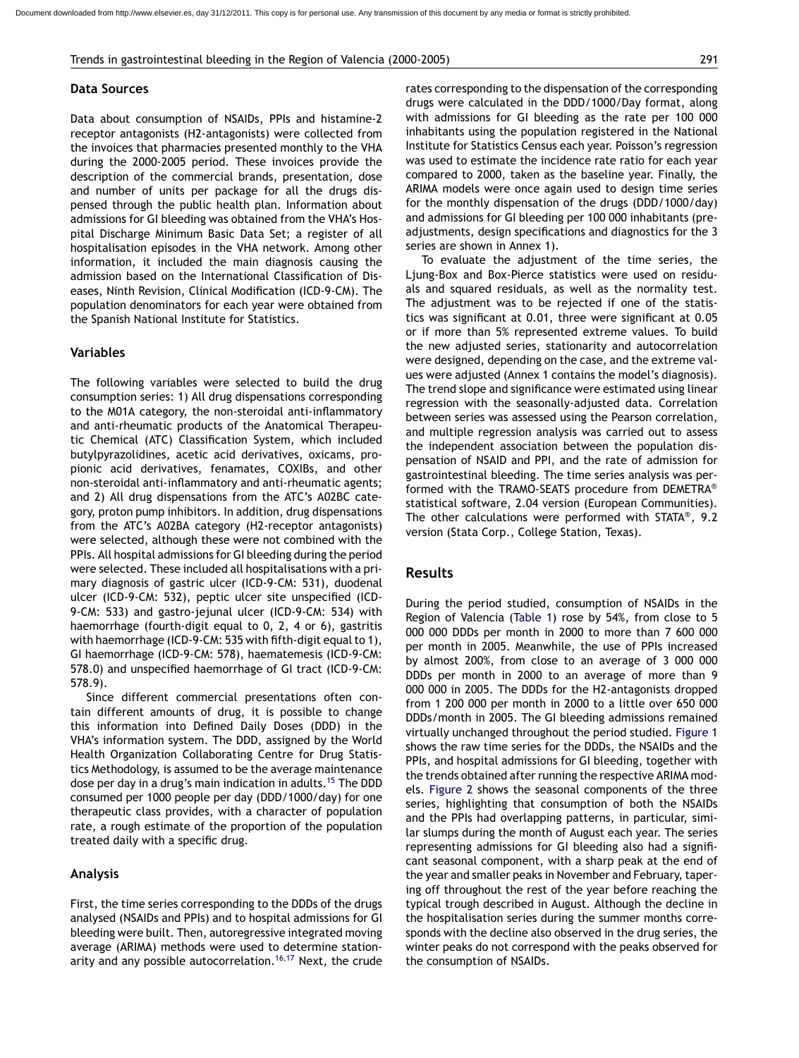## Data Sources

Data about consumption of NSAIDs, PPIs and histamine-2 receptor antagonists (H2-antagonists) were collected from the invoices that pharmacies presented monthly to the VHA during the 2000-2005 period. These invoices provide the description of the commercial brands, presentation, dose and number of units per package for all the drugs dispensed through the public health plan. Information about admissions for GI bleeding was obtained from the VHA's Hospital Discharge Minimum Basic Data Set; a register of all hospitalisation episodes in the VHA network. Among other information, it included the main diagnosis causing the admission based on the International Classification of Diseases, Ninth Revision, Clinical Modification (ICD-9-CM). The population denominators for each year were obtained from the Spanish National Institute for Statistics.

## Variables

The following variables were selected to build the drug consumption series: 1) All drug dispensations corresponding to the M01A category, the non-steroidal anti-inflammatory and anti-rheumatic products of the Anatomical Therapeutic Chemical (ATC) Classification System, which included butylpyrazolidines, acetic acid derivatives, oxicams, propionic acid derivatives, fenamates, COXIBs, and other non-steroidal anti-inflammatory and anti-rheumatic agents; and 2) All drug dispensations from the ATC's A02BC category, proton pump inhibitors. In addition, drug dispensations from the ATC's A02BA category (H2-receptor antagonists) were selected, although these were not combined with the PPIs. All hospital admissions for GI bleeding during the period were selected. These included all hospitalisations with a primary diagnosis of gastric ulcer (ICD-9-CM: 531), duodenal ulcer (ICD-9-CM: 532), peptic ulcer site unspecified (ICD-9-CM: 533) and gastro-jejunal ulcer (ICD-9-CM: 534) with haemorrhage (fourth-digit equal to 0, 2, 4 or 6), gastritis with haemorrhage (ICD-9-CM: 535 with fifth-digit equal to 1), GI haemorrhage (ICD-9-CM: 578), haematemesis (ICD-9-CM: 578.0) and unspecified haemorrhage of GI tract (ICD-9-CM: 578.9).

Since different commercial presentations often contain different amounts of drug, it is possible to change this information into Defined Daily Doses (DDD) in the VHA's information system. The DDD, assigned by the World Health Organization Collaborating Centre for Drug Statistics Methodology, is assumed to be the average maintenance dose per day in a drug's main indication in adults.[15] The DDD consumed per 1000 people per day (DDD/1000/day) for one therapeutic class provides, with a character of population rate, a rough estimate of the proportion of the population treated daily with a specific drug.

## Analysis

First, the time series corresponding to the DDDs of the drugs analysed (NSAIDs and PPIs) and to hospital admissions for GI bleeding were built. Then, autoregressive integrated moving average (ARIMA) methods were used to determine stationarity and any possible autocorrelation.[16,17] Next, the crude rates corresponding to the dispensation of the corresponding drugs were calculated in the DDD/1000/Day format, along with admissions for GI bleeding as the rate per 100 000 inhabitants using the population registered in the National Institute for Statistics Census each year. Poisson's regression was used to estimate the incidence rate ratio for each year compared to 2000, taken as the baseline year. Finally, the ARIMA models were once again used to design time series for the monthly dispensation of the drugs (DDD/1000/day) and admissions for GI bleeding per 100 000 inhabitants (pre-adjustments, design specifications and diagnostics for the 3 series are shown in Annex 1).

To evaluate the adjustment of the time series, the Ljung-Box and Box-Pierce statistics were used on residuals and squared residuals, as well as the normality test. The adjustment was to be rejected if one of the statistics was significant at 0.01, three were significant at 0.05 or if more than 5% represented extreme values. To build the new adjusted series, stationarity and autocorrelation were designed, depending on the case, and the extreme values were adjusted (Annex 1 contains the model's diagnosis). The trend slope and significance were estimated using linear regression with the seasonally-adjusted data. Correlation between series was assessed using the Pearson correlation, and multiple regression analysis was carried out to assess the independent association between the population dispensation of NSAID and PPI, and the rate of admission for gastrointestinal bleeding. The time series analysis was performed with the TRAMO-SEATS procedure from DEMETRA® statistical software, 2.04 version (European Communities). The other calculations were performed with STATA®, 9.2 version (Stata Corp., College Station, Texas).

# Results

During the period studied, consumption of NSAIDs in the Region of Valencia (Table 1) rose by 54%, from close to 5 000 000 DDDs per month in 2000 to more than 7 600 000 per month in 2005. Meanwhile, the use of PPIs increased by almost 200%, from close to an average of 3 000 000 DDDs per month in 2000 to an average of more than 9 000 000 in 2005. The DDDs for the H2-antagonists dropped from 1 200 000 per month in 2000 to a little over 650 000 DDDs/month in 2005. The GI bleeding admissions remained virtually unchanged throughout the period studied. Figure 1 shows the raw time series for the DDDs, the NSAIDs and the PPIs, and hospital admissions for GI bleeding, together with the trends obtained after running the respective ARIMA models. Figure 2 shows the seasonal components of the three series, highlighting that consumption of both the NSAIDs and the PPIs had overlapping patterns, in particular, similar slumps during the month of August each year. The series representing admissions for GI bleeding also had a significant seasonal component, with a sharp peak at the end of the year and smaller peaks in November and February, tapering off throughout the rest of the year before reaching the typical trough described in August. Although the decline in the hospitalisation series during the summer months corresponds with the decline also observed in the drug series, the winter peaks do not correspond with the peaks observed for the consumption of NSAIDs.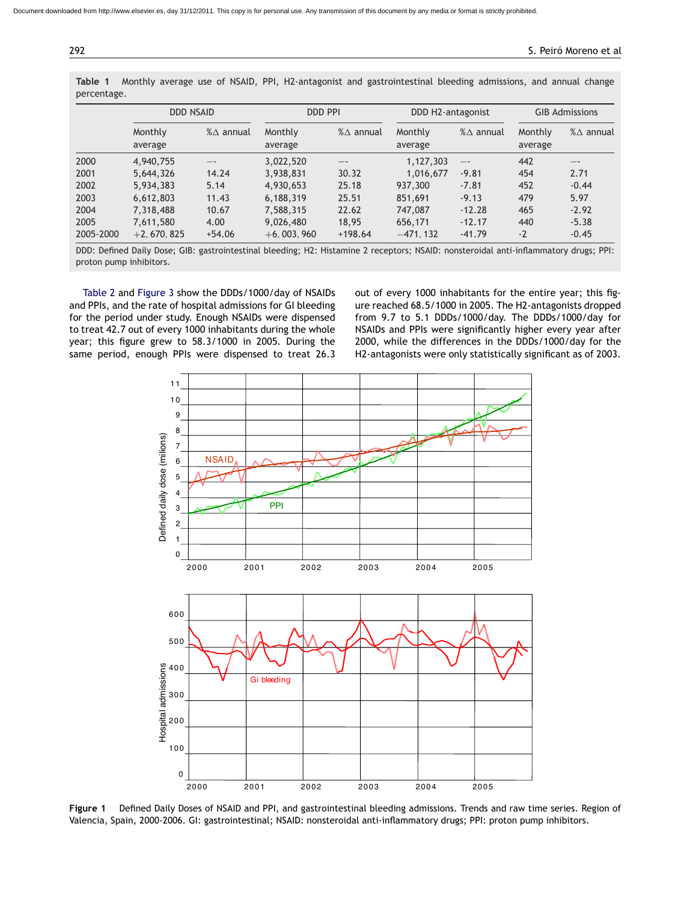Document downloaded from http://www.elsevier.es, day 31/12/2011. This copy is for personal use. Any transmission of this document by any media or format is strictly prohibited.

**Table 1** Monthly average use of NSAID, PPI, H2-antagonist and gastrointestinal bleeding admissions, and annual change percentage.

| | DDD NSAID | | DDD PPI | | DDD H2-antagonist | | GIB Admissions | |
|---|---|---|---|---|---|---|---|---|
| | Monthly average | %Δ annual | Monthly average | %Δ annual | Monthly average | %Δ annual | Monthly average | %Δ annual |
| 2000 | 4,940,755 | –- | 3,022,520 | –- | 1,127,303 | –- | 442 | –- |
| 2001 | 5,644,326 | 14.24 | 3,938,831 | 30.32 | 1,016,677 | -9.81 | 454 | 2.71 |
| 2002 | 5,934,383 | 5.14 | 4,930,653 | 25.18 | 937,300 | -7.81 | 452 | -0.44 |
| 2003 | 6,612,803 | 11.43 | 6,188,319 | 25.51 | 851,691 | -9.13 | 479 | 5.97 |
| 2004 | 7,318,488 | 10.67 | 7,588,315 | 22.62 | 747,087 | -12.28 | 465 | -2.92 |
| 2005 | 7,611,580 | 4.00 | 9,026,480 | 18,95 | 656,171 | -12.17 | 440 | -5.38 |
| 2005-2000 | +2, 670, 825 | +54.06 | +6, 003, 960 | +198.64 | −471, 132 | -41.79 | -2 | -0.45 |

DDD: Defined Daily Dose; GIB: gastrointestinal bleeding; H2: Histamine 2 receptors; NSAID: nonsteroidal anti-inflammatory drugs; PPI: proton pump inhibitors.

Table 2 and Figure 3 show the DDDs/1000/day of NSAIDs and PPIs, and the rate of hospital admissions for GI bleeding for the period under study. Enough NSAIDs were dispensed to treat 42.7 out of every 1000 inhabitants during the whole year; this figure grew to 58.3/1000 in 2005. During the same period, enough PPIs were dispensed to treat 26.3 out of every 1000 inhabitants for the entire year; this figure reached 68.5/1000 in 2005. The H2-antagonists dropped from 9.7 to 5.1 DDDs/1000/day. The DDDs/1000/day for NSAIDs and PPIs were significantly higher every year after 2000, while the differences in the DDDs/1000/day for the H2-antagonists were only statistically significant as of 2003.

**Figure 1** Defined Daily Doses of NSAID and PPI, and gastrointestinal bleeding admissions. Trends and raw time series. Region of Valencia, Spain, 2000-2006. GI: gastrointestinal; NSAID: nonsteroidal anti-inflammatory drugs; PPI: proton pump inhibitors.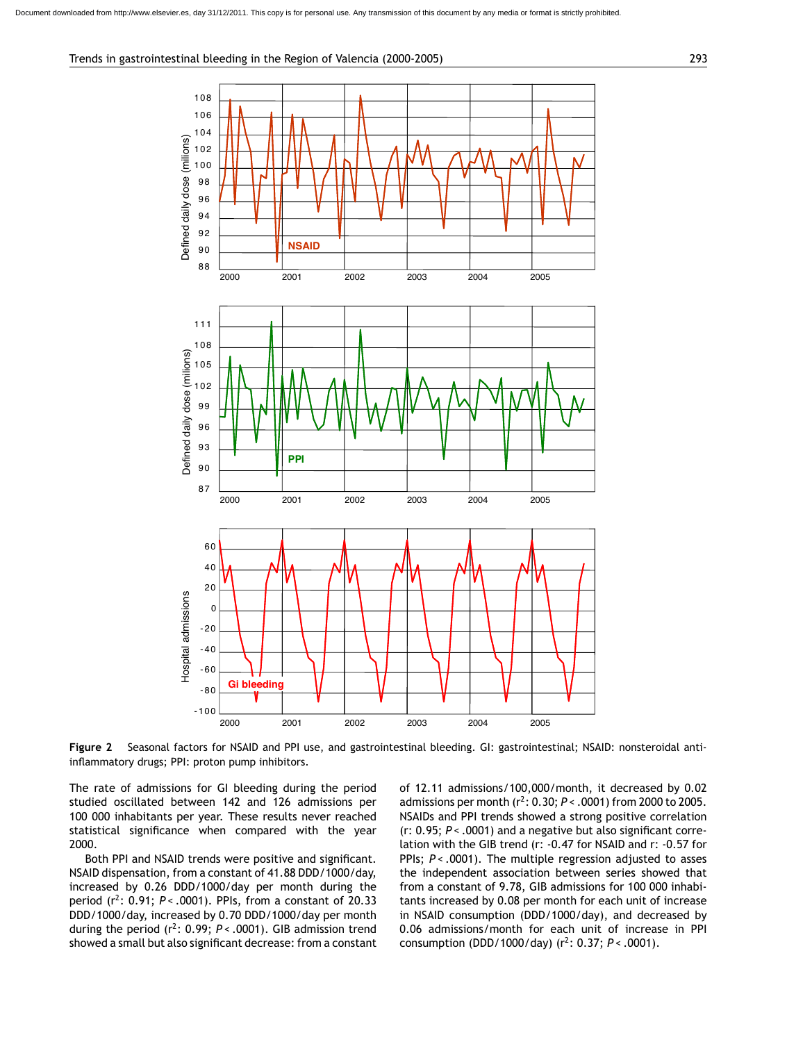**Figure 2** Seasonal factors for NSAID and PPI use, and gastrointestinal bleeding. GI: gastrointestinal; NSAID: nonsteroidal anti-inflammatory drugs; PPI: proton pump inhibitors.

The rate of admissions for GI bleeding during the period studied oscillated between 142 and 126 admissions per 100 000 inhabitants per year. These results never reached statistical significance when compared with the year 2000.

Both PPI and NSAID trends were positive and significant. NSAID dispensation, from a constant of 41.88 DDD/1000/day, increased by 0.26 DDD/1000/day per month during the period ($r^2$: 0.91; $P < .0001$). PPIs, from a constant of 20.33 DDD/1000/day, increased by 0.70 DDD/1000/day per month during the period ($r^2$: 0.99; $P < .0001$). GIB admission trend showed a small but also significant decrease: from a constant of 12.11 admissions/100,000/month, it decreased by 0.02 admissions per month ($r^2$: 0.30; $P < .0001$) from 2000 to 2005. NSAIDs and PPI trends showed a strong positive correlation (r: 0.95; $P < .0001$) and a negative but also significant correlation with the GIB trend (r: -0.47 for NSAID and r: -0.57 for PPIs; $P < .0001$). The multiple regression adjusted to asses the independent association between series showed that from a constant of 9.78, GIB admissions for 100 000 inhabitants increased by 0.08 per month for each unit of increase in NSAID consumption (DDD/1000/day), and decreased by 0.06 admissions/month for each unit of increase in PPI consumption (DDD/1000/day) ($r^2$: 0.37; $P < .0001$).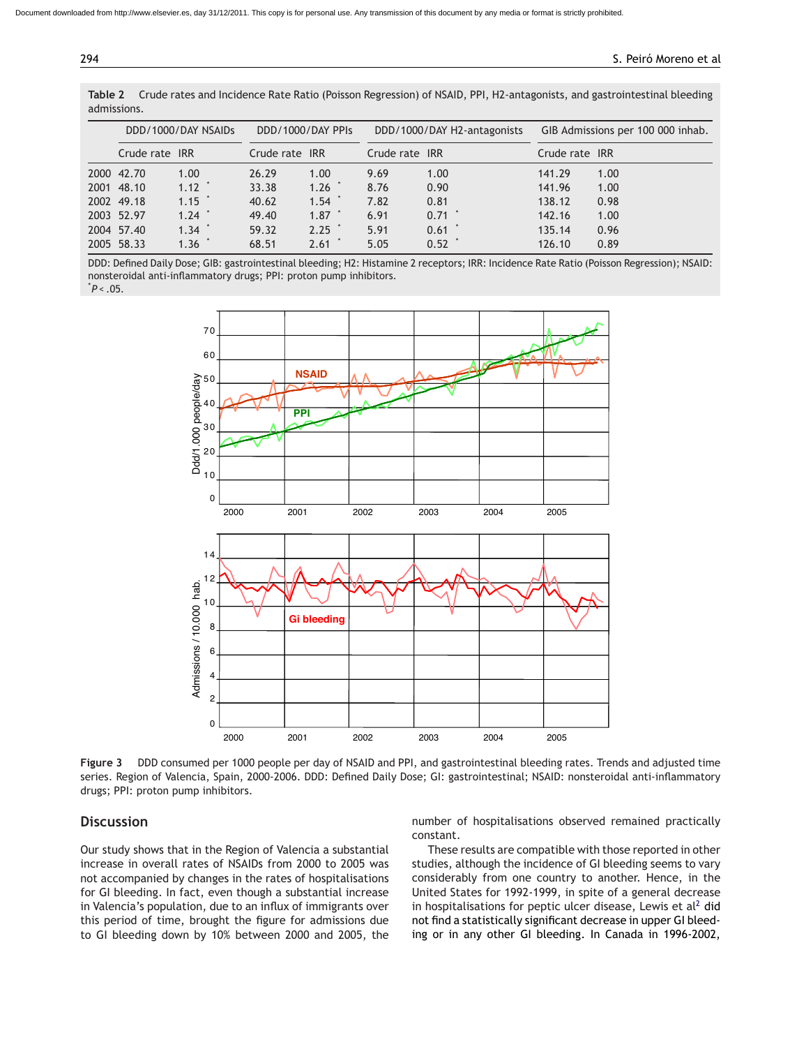**Table 2** Crude rates and Incidence Rate Ratio (Poisson Regression) of NSAID, PPI, H2-antagonists, and gastrointestinal bleeding admissions.

| | DDD/1000/DAY NSAIDs | | DDD/1000/DAY PPIs | | DDD/1000/DAY H2-antagonists | | GIB Admissions per 100 000 inhab. | |
|---|---|---|---|---|---|---|---|---|
| | Crude rate | IRR | Crude rate | IRR | Crude rate | IRR | Crude rate | IRR |
| 2000 | 42.70 | 1.00 | 26.29 | 1.00 | 9.69 | 1.00 | 141.29 | 1.00 |
| 2001 | 48.10 | 1.12 * | 33.38 | 1.26 * | 8.76 | 0.90 | 141.96 | 1.00 |
| 2002 | 49.18 | 1.15 * | 40.62 | 1.54 * | 7.82 | 0.81 | 138.12 | 0.98 |
| 2003 | 52.97 | 1.24 * | 49.40 | 1.87 * | 6.91 | 0.71 * | 142.16 | 1.00 |
| 2004 | 57.40 | 1.34 * | 59.32 | 2.25 * | 5.91 | 0.61 * | 135.14 | 0.96 |
| 2005 | 58.33 | 1.36 * | 68.51 | 2.61 * | 5.05 | 0.52 * | 126.10 | 0.89 |

DDD: Defined Daily Dose; GIB: gastrointestinal bleeding; H2: Histamine 2 receptors; IRR: Incidence Rate Ratio (Poisson Regression); NSAID: nonsteroidal anti-inflammatory drugs; PPI: proton pump inhibitors.
*$P < .05$.

**Figure 3** DDD consumed per 1000 people per day of NSAID and PPI, and gastrointestinal bleeding rates. Trends and adjusted time series. Region of Valencia, Spain, 2000-2006. DDD: Defined Daily Dose; GI: gastrointestinal; NSAID: nonsteroidal anti-inflammatory drugs; PPI: proton pump inhibitors.

## Discussion

Our study shows that in the Region of Valencia a substantial increase in overall rates of NSAIDs from 2000 to 2005 was not accompanied by changes in the rates of hospitalisations for GI bleeding. In fact, even though a substantial increase in Valencia's population, due to an influx of immigrants over this period of time, brought the figure for admissions due to GI bleeding down by 10% between 2000 and 2005, the number of hospitalisations observed remained practically constant.

These results are compatible with those reported in other studies, although the incidence of GI bleeding seems to vary considerably from one country to another. Hence, in the United States for 1992-1999, in spite of a general decrease in hospitalisations for peptic ulcer disease, Lewis et al[2] did not find a statistically significant decrease in upper GI bleeding or in any other GI bleeding. In Canada in 1996-2002,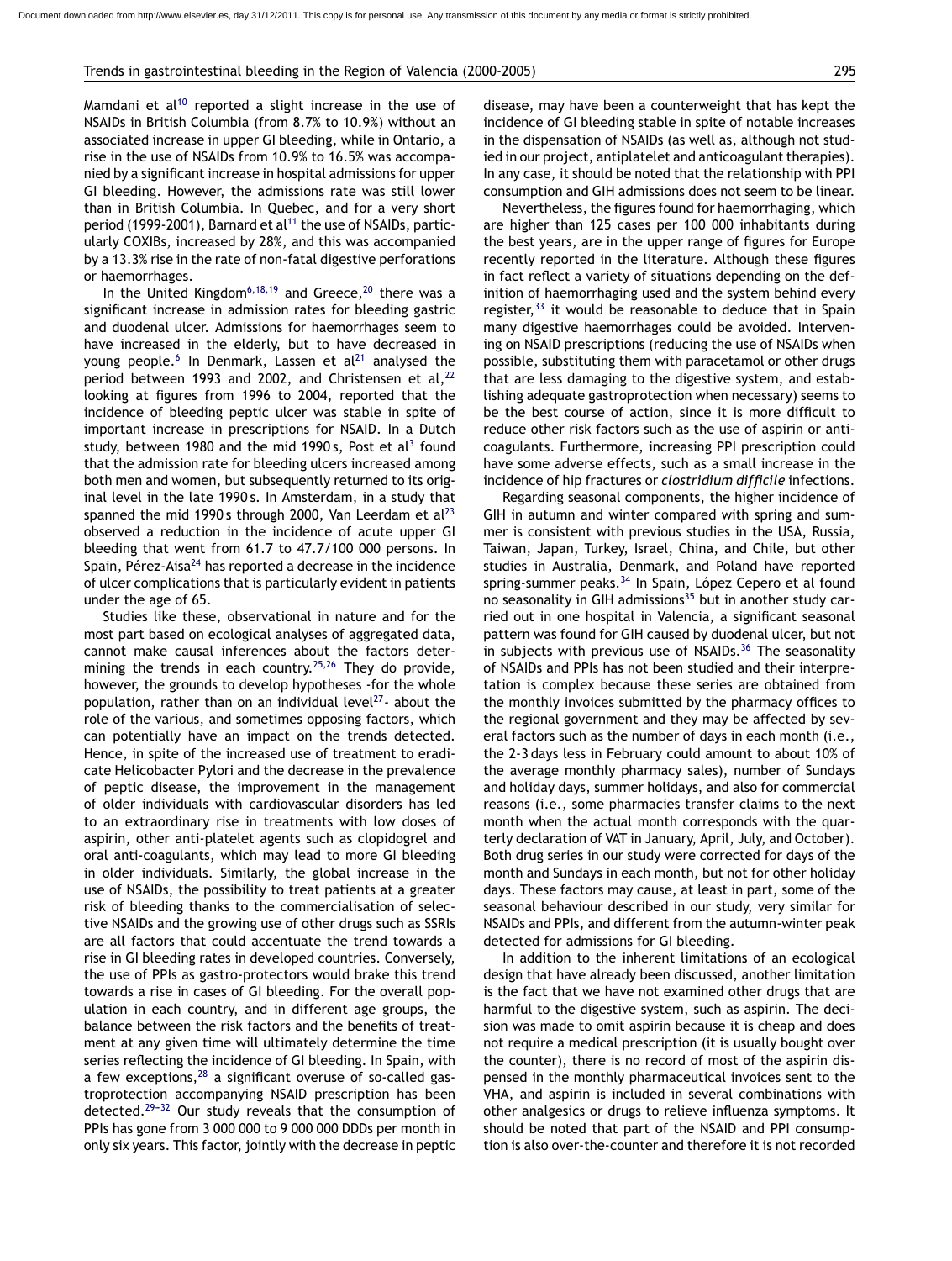Mamdani et al[10] reported a slight increase in the use of NSAIDs in British Columbia (from 8.7% to 10.9%) without an associated increase in upper GI bleeding, while in Ontario, a rise in the use of NSAIDs from 10.9% to 16.5% was accompanied by a significant increase in hospital admissions for upper GI bleeding. However, the admissions rate was still lower than in British Columbia. In Quebec, and for a very short period (1999-2001), Barnard et al[11] the use of NSAIDs, particularly COXIBs, increased by 28%, and this was accompanied by a 13.3% rise in the rate of non-fatal digestive perforations or haemorrhages.

In the United Kingdom[6,18,19] and Greece,[20] there was a significant increase in admission rates for bleeding gastric and duodenal ulcer. Admissions for haemorrhages seem to have increased in the elderly, but to have decreased in young people.[6] In Denmark, Lassen et al[21] analysed the period between 1993 and 2002, and Christensen et al,[22] looking at figures from 1996 to 2004, reported that the incidence of bleeding peptic ulcer was stable in spite of important increase in prescriptions for NSAID. In a Dutch study, between 1980 and the mid 1990 s, Post et al[3] found that the admission rate for bleeding ulcers increased among both men and women, but subsequently returned to its original level in the late 1990 s. In Amsterdam, in a study that spanned the mid 1990 s through 2000, Van Leerdam et al[23] observed a reduction in the incidence of acute upper GI bleeding that went from 61.7 to 47.7/100 000 persons. In Spain, Pérez-Aisa[24] has reported a decrease in the incidence of ulcer complications that is particularly evident in patients under the age of 65.

Studies like these, observational in nature and for the most part based on ecological analyses of aggregated data, cannot make causal inferences about the factors determining the trends in each country.[25,26] They do provide, however, the grounds to develop hypotheses -for the whole population, rather than on an individual level[27]- about the role of the various, and sometimes opposing factors, which can potentially have an impact on the trends detected. Hence, in spite of the increased use of treatment to eradicate Helicobacter Pylori and the decrease in the prevalence of peptic disease, the improvement in the management of older individuals with cardiovascular disorders has led to an extraordinary rise in treatments with low doses of aspirin, other anti-platelet agents such as clopidogrel and oral anti-coagulants, which may lead to more GI bleeding in older individuals. Similarly, the global increase in the use of NSAIDs, the possibility to treat patients at a greater risk of bleeding thanks to the commercialisation of selective NSAIDs and the growing use of other drugs such as SSRIs are all factors that could accentuate the trend towards a rise in GI bleeding rates in developed countries. Conversely, the use of PPIs as gastro-protectors would brake this trend towards a rise in cases of GI bleeding. For the overall population in each country, and in different age groups, the balance between the risk factors and the benefits of treatment at any given time will ultimately determine the time series reflecting the incidence of GI bleeding. In Spain, with a few exceptions,[28] a significant overuse of so-called gastroprotection accompanying NSAID prescription has been detected.[29-32] Our study reveals that the consumption of PPIs has gone from 3 000 000 to 9 000 000 DDDs per month in only six years. This factor, jointly with the decrease in peptic disease, may have been a counterweight that has kept the incidence of GI bleeding stable in spite of notable increases in the dispensation of NSAIDs (as well as, although not studied in our project, antiplatelet and anticoagulant therapies). In any case, it should be noted that the relationship with PPI consumption and GIH admissions does not seem to be linear.

Nevertheless, the figures found for haemorrhaging, which are higher than 125 cases per 100 000 inhabitants during the best years, are in the upper range of figures for Europe recently reported in the literature. Although these figures in fact reflect a variety of situations depending on the definition of haemorrhaging used and the system behind every register,[33] it would be reasonable to deduce that in Spain many digestive haemorrhages could be avoided. Intervening on NSAID prescriptions (reducing the use of NSAIDs when possible, substituting them with paracetamol or other drugs that are less damaging to the digestive system, and establishing adequate gastroprotection when necessary) seems to be the best course of action, since it is more difficult to reduce other risk factors such as the use of aspirin or anticoagulants. Furthermore, increasing PPI prescription could have some adverse effects, such as a small increase in the incidence of hip fractures or *clostridium difficile* infections.

Regarding seasonal components, the higher incidence of GIH in autumn and winter compared with spring and summer is consistent with previous studies in the USA, Russia, Taiwan, Japan, Turkey, Israel, China, and Chile, but other studies in Australia, Denmark, and Poland have reported spring-summer peaks.[34] In Spain, López Cepero et al found no seasonality in GIH admissions[35] but in another study carried out in one hospital in Valencia, a significant seasonal pattern was found for GIH caused by duodenal ulcer, but not in subjects with previous use of NSAIDs.[36] The seasonality of NSAIDs and PPIs has not been studied and their interpretation is complex because these series are obtained from the monthly invoices submitted by the pharmacy offices to the regional government and they may be affected by several factors such as the number of days in each month (i.e., the 2-3 days less in February could amount to about 10% of the average monthly pharmacy sales), number of Sundays and holiday days, summer holidays, and also for commercial reasons (i.e., some pharmacies transfer claims to the next month when the actual month corresponds with the quarterly declaration of VAT in January, April, July, and October). Both drug series in our study were corrected for days of the month and Sundays in each month, but not for other holiday days. These factors may cause, at least in part, some of the seasonal behaviour described in our study, very similar for NSAIDs and PPIs, and different from the autumn-winter peak detected for admissions for GI bleeding.

In addition to the inherent limitations of an ecological design that have already been discussed, another limitation is the fact that we have not examined other drugs that are harmful to the digestive system, such as aspirin. The decision was made to omit aspirin because it is cheap and does not require a medical prescription (it is usually bought over the counter), there is no record of most of the aspirin dispensed in the monthly pharmaceutical invoices sent to the VHA, and aspirin is included in several combinations with other analgesics or drugs to relieve influenza symptoms. It should be noted that part of the NSAID and PPI consumption is also over-the-counter and therefore it is not recorded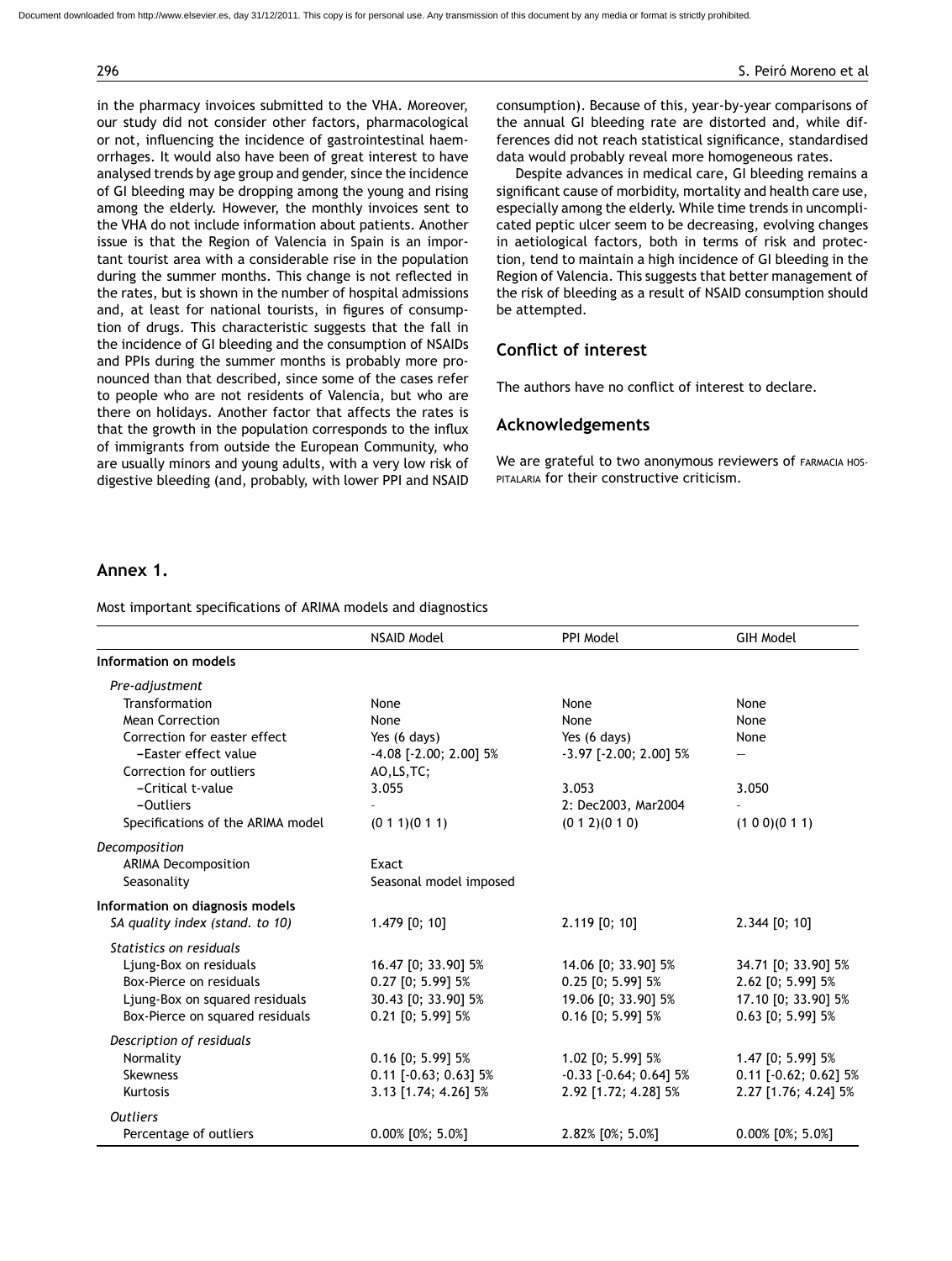in the pharmacy invoices submitted to the VHA. Moreover, our study did not consider other factors, pharmacological or not, influencing the incidence of gastrointestinal haemorrhages. It would also have been of great interest to have analysed trends by age group and gender, since the incidence of GI bleeding may be dropping among the young and rising among the elderly. However, the monthly invoices sent to the VHA do not include information about patients. Another issue is that the Region of Valencia in Spain is an important tourist area with a considerable rise in the population during the summer months. This change is not reflected in the rates, but is shown in the number of hospital admissions and, at least for national tourists, in figures of consumption of drugs. This characteristic suggests that the fall in the incidence of GI bleeding and the consumption of NSAIDs and PPIs during the summer months is probably more pronounced than that described, since some of the cases refer to people who are not residents of Valencia, but who are there on holidays. Another factor that affects the rates is that the growth in the population corresponds to the influx of immigrants from outside the European Community, who are usually minors and young adults, with a very low risk of digestive bleeding (and, probably, with lower PPI and NSAID consumption). Because of this, year-by-year comparisons of the annual GI bleeding rate are distorted and, while differences did not reach statistical significance, standardised data would probably reveal more homogeneous rates.

Despite advances in medical care, GI bleeding remains a significant cause of morbidity, mortality and health care use, especially among the elderly. While time trends in uncomplicated peptic ulcer seem to be decreasing, evolving changes in aetiological factors, both in terms of risk and protection, tend to maintain a high incidence of GI bleeding in the Region of Valencia. This suggests that better management of the risk of bleeding as a result of NSAID consumption should be attempted.

## Conflict of interest

The authors have no conflict of interest to declare.

## Acknowledgements

We are grateful to two anonymous reviewers of FARMACIA HOSPITALARIA for their constructive criticism.

## Annex 1.

Most important specifications of ARIMA models and diagnostics

| | NSAID Model | PPI Model | GIH Model |
|---|---|---|---|
| **Information on models** | | | |
| *Pre-adjustment* | | | |
| Transformation | None | None | None |
| Mean Correction | None | None | None |
| Correction for easter effect | Yes (6 days) | Yes (6 days) | None |
| –Easter effect value | -4.08 [-2.00; 2.00] 5% | -3.97 [-2.00; 2.00] 5% | — |
| Correction for outliers | AO,LS,TC; | | |
| –Critical t-value | 3.055 | 3.053 | 3.050 |
| –Outliers | - | 2: Dec2003, Mar2004 | - |
| Specifications of the ARIMA model | (0 1 1)(0 1 1) | (0 1 2)(0 1 0) | (1 0 0)(0 1 1) |
| *Decomposition* | | | |
| ARIMA Decomposition | Exact | | |
| Seasonality | Seasonal model imposed | | |
| **Information on diagnosis models** | | | |
| *SA quality index (stand. to 10)* | 1.479 [0; 10] | 2.119 [0; 10] | 2.344 [0; 10] |
| *Statistics on residuals* | | | |
| Ljung-Box on residuals | 16.47 [0; 33.90] 5% | 14.06 [0; 33.90] 5% | 34.71 [0; 33.90] 5% |
| Box-Pierce on residuals | 0.27 [0; 5.99] 5% | 0.25 [0; 5.99] 5% | 2.62 [0; 5.99] 5% |
| Ljung-Box on squared residuals | 30.43 [0; 33.90] 5% | 19.06 [0; 33.90] 5% | 17.10 [0; 33.90] 5% |
| Box-Pierce on squared residuals | 0.21 [0; 5.99] 5% | 0.16 [0; 5.99] 5% | 0.63 [0; 5.99] 5% |
| *Description of residuals* | | | |
| Normality | 0.16 [0; 5.99] 5% | 1.02 [0; 5.99] 5% | 1.47 [0; 5.99] 5% |
| Skewness | 0.11 [-0.63; 0.63] 5% | -0.33 [-0.64; 0.64] 5% | 0.11 [-0.62; 0.62] 5% |
| Kurtosis | 3.13 [1.74; 4.26] 5% | 2.92 [1.72; 4.28] 5% | 2.27 [1.76; 4.24] 5% |
| *Outliers* | | | |
| Percentage of outliers | 0.00% [0%; 5.0%] | 2.82% [0%; 5.0%] | 0.00% [0%; 5.0%] |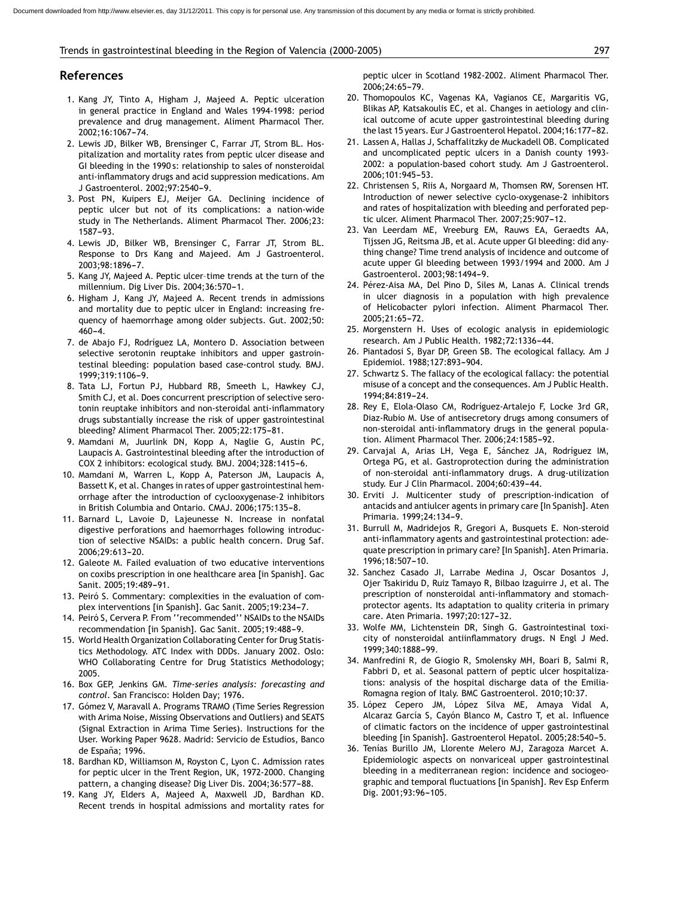## References

1. Kang JY, Tinto A, Higham J, Majeed A. Peptic ulceration in general practice in England and Wales 1994-1998: period prevalence and drug management. Aliment Pharmacol Ther. 2002;16:1067–74.
2. Lewis JD, Bilker WB, Brensinger C, Farrar JT, Strom BL. Hospitalization and mortality rates from peptic ulcer disease and GI bleeding in the 1990 s: relationship to sales of nonsteroidal anti-inflammatory drugs and acid suppression medications. Am J Gastroenterol. 2002;97:2540–9.
3. Post PN, Kuipers EJ, Meijer GA. Declining incidence of peptic ulcer but not of its complications: a nation-wide study in The Netherlands. Aliment Pharmacol Ther. 2006;23:1587–93.
4. Lewis JD, Bilker WB, Brensinger C, Farrar JT, Strom BL. Response to Drs Kang and Majeed. Am J Gastroenterol. 2003;98:1896–7.
5. Kang JY, Majeed A. Peptic ulcer–time trends at the turn of the millennium. Dig Liver Dis. 2004;36:570–1.
6. Higham J, Kang JY, Majeed A. Recent trends in admissions and mortality due to peptic ulcer in England: increasing frequency of haemorrhage among older subjects. Gut. 2002;50:460–4.
7. de Abajo FJ, Rodríguez LA, Montero D. Association between selective serotonin reuptake inhibitors and upper gastrointestinal bleeding: population based case-control study. BMJ. 1999;319:1106–9.
8. Tata LJ, Fortun PJ, Hubbard RB, Smeeth L, Hawkey CJ, Smith CJ, et al. Does concurrent prescription of selective serotonin reuptake inhibitors and non-steroidal anti-inflammatory drugs substantially increase the risk of upper gastrointestinal bleeding? Aliment Pharmacol Ther. 2005;22:175–81.
9. Mamdani M, Juurlink DN, Kopp A, Naglie G, Austin PC, Laupacis A. Gastrointestinal bleeding after the introduction of COX 2 inhibitors: ecological study. BMJ. 2004;328:1415–6.
10. Mamdani M, Warren L, Kopp A, Paterson JM, Laupacis A, Bassett K, et al. Changes in rates of upper gastrointestinal hemorrhage after the introduction of cyclooxygenase-2 inhibitors in British Columbia and Ontario. CMAJ. 2006;175:135–8.
11. Barnard L, Lavoie D, Lajeunesse N. Increase in nonfatal digestive perforations and haemorrhages following introduction of selective NSAIDs: a public health concern. Drug Saf. 2006;29:613–20.
12. Galeote M. Failed evaluation of two educative interventions on coxibs prescription in one healthcare area [in Spanish]. Gac Sanit. 2005;19:489–91.
13. Peiró S. Commentary: complexities in the evaluation of complex interventions [in Spanish]. Gac Sanit. 2005;19:234–7.
14. Peiró S, Cervera P. From ''recommended'' NSAIDs to the NSAIDs recommendation [in Spanish]. Gac Sanit. 2005;19:488–9.
15. World Health Organization Collaborating Center for Drug Statistics Methodology. ATC Index with DDDs. January 2002. Oslo: WHO Collaborating Centre for Drug Statistics Methodology; 2005.
16. Box GEP, Jenkins GM. *Time-series analysis: forecasting and control*. San Francisco: Holden Day; 1976.
17. Gómez V, Maravall A. Programs TRAMO (Time Series Regression with Arima Noise, Missing Observations and Outliers) and SEATS (Signal Extraction in Arima Time Series). Instructions for the User. Working Paper 9628. Madrid: Servicio de Estudios, Banco de España; 1996.
18. Bardhan KD, Williamson M, Royston C, Lyon C. Admission rates for peptic ulcer in the Trent Region, UK, 1972-2000. Changing pattern, a changing disease? Dig Liver Dis. 2004;36:577–88.
19. Kang JY, Elders A, Majeed A, Maxwell JD, Bardhan KD. Recent trends in hospital admissions and mortality rates for peptic ulcer in Scotland 1982-2002. Aliment Pharmacol Ther. 2006;24:65–79.
20. Thomopoulos KC, Vagenas KA, Vagianos CE, Margaritis VG, Blikas AP, Katsakoulis EC, et al. Changes in aetiology and clinical outcome of acute upper gastrointestinal bleeding during the last 15 years. Eur J Gastroenterol Hepatol. 2004;16:177–82.
21. Lassen A, Hallas J, Schaffalitzky de Muckadell OB. Complicated and uncomplicated peptic ulcers in a Danish county 1993-2002: a population-based cohort study. Am J Gastroenterol. 2006;101:945–53.
22. Christensen S, Riis A, Norgaard M, Thomsen RW, Sorensen HT. Introduction of newer selective cyclo-oxygenase-2 inhibitors and rates of hospitalization with bleeding and perforated peptic ulcer. Aliment Pharmacol Ther. 2007;25:907–12.
23. Van Leerdam ME, Vreeburg EM, Rauws EA, Geraedts AA, Tijssen JG, Reitsma JB, et al. Acute upper GI bleeding: did anything change? Time trend analysis of incidence and outcome of acute upper GI bleeding between 1993/1994 and 2000. Am J Gastroenterol. 2003;98:1494–9.
24. Pérez-Aisa MA, Del Pino D, Siles M, Lanas A. Clinical trends in ulcer diagnosis in a population with high prevalence of Helicobacter pylori infection. Aliment Pharmacol Ther. 2005;21:65–72.
25. Morgenstern H. Uses of ecologic analysis in epidemiologic research. Am J Public Health. 1982;72:1336–44.
26. Piantadosi S, Byar DP, Green SB. The ecological fallacy. Am J Epidemiol. 1988;127:893–904.
27. Schwartz S. The fallacy of the ecological fallacy: the potential misuse of a concept and the consequences. Am J Public Health. 1994;84:819–24.
28. Rey E, Elola-Olaso CM, Rodríguez-Artalejo F, Locke 3rd GR, Diaz-Rubio M. Use of antisecretory drugs among consumers of non-steroidal anti-inflammatory drugs in the general population. Aliment Pharmacol Ther. 2006;24:1585–92.
29. Carvajal A, Arias LH, Vega E, Sánchez JA, Rodríguez IM, Ortega PG, et al. Gastroprotection during the administration of non-steroidal anti-inflammatory drugs. A drug-utilization study. Eur J Clin Pharmacol. 2004;60:439–44.
30. Erviti J. Multicenter study of prescription-indication of antacids and antiulcer agents in primary care [In Spanish]. Aten Primaria. 1999;24:134–9.
31. Burrull M, Madridejos R, Gregori A, Busquets E. Non-steroid anti-inflammatory agents and gastrointestinal protection: adequate prescription in primary care? [In Spanish]. Aten Primaria. 1996;18:507–10.
32. Sanchez Casado JI, Larrabe Medina J, Oscar Dosantos J, Ojer Tsakiridu D, Ruiz Tamayo R, Bilbao Izaguirre J, et al. The prescription of nonsteroidal anti-inflammatory and stomach-protector agents. Its adaptation to quality criteria in primary care. Aten Primaria. 1997;20:127–32.
33. Wolfe MM, Lichtenstein DR, Singh G. Gastrointestinal toxicity of nonsteroidal antiinflammatory drugs. N Engl J Med. 1999;340:1888–99.
34. Manfredini R, de Giogio R, Smolensky MH, Boari B, Salmi R, Fabbri D, et al. Seasonal pattern of peptic ulcer hospitalizations: analysis of the hospital discharge data of the Emilia-Romagna region of Italy. BMC Gastroenterol. 2010;10:37.
35. López Cepero JM, López Silva ME, Amaya Vidal A, Alcaraz García S, Cayón Blanco M, Castro T, et al. Influence of climatic factors on the incidence of upper gastrointestinal bleeding [in Spanish]. Gastroenterol Hepatol. 2005;28:540–5.
36. Tenías Burillo JM, Llorente Melero MJ, Zaragoza Marcet A. Epidemiologic aspects on nonvariceal upper gastrointestinal bleeding in a mediterranean region: incidence and sociogeographic and temporal fluctuations [in Spanish]. Rev Esp Enferm Dig. 2001;93:96–105.